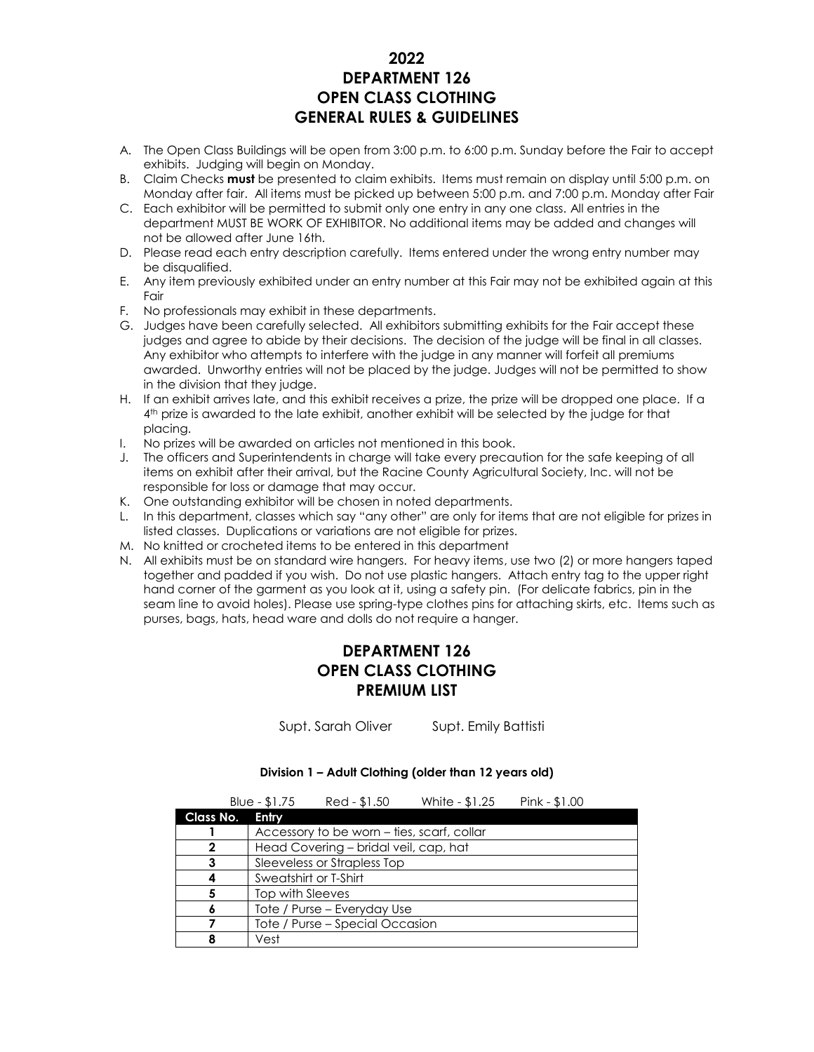# 2022
# DEPARTMENT 126
# OPEN CLASS CLOTHING
# GENERAL RULES & GUIDELINES

A. The Open Class Buildings will be open from 3:00 p.m. to 6:00 p.m. Sunday before the Fair to accept exhibits. Judging will begin on Monday.
B. Claim Checks **must** be presented to claim exhibits. Items must remain on display until 5:00 p.m. on Monday after fair. All items must be picked up between 5:00 p.m. and 7:00 p.m. Monday after Fair
C. Each exhibitor will be permitted to submit only one entry in any one class. All entries in the department MUST BE WORK OF EXHIBITOR. No additional items may be added and changes will not be allowed after June 16th.
D. Please read each entry description carefully. Items entered under the wrong entry number may be disqualified.
E. Any item previously exhibited under an entry number at this Fair may not be exhibited again at this Fair
F. No professionals may exhibit in these departments.
G. Judges have been carefully selected. All exhibitors submitting exhibits for the Fair accept these judges and agree to abide by their decisions. The decision of the judge will be final in all classes. Any exhibitor who attempts to interfere with the judge in any manner will forfeit all premiums awarded. Unworthy entries will not be placed by the judge. Judges will not be permitted to show in the division that they judge.
H. If an exhibit arrives late, and this exhibit receives a prize, the prize will be dropped one place. If a 4th prize is awarded to the late exhibit, another exhibit will be selected by the judge for that placing.
I. No prizes will be awarded on articles not mentioned in this book.
J. The officers and Superintendents in charge will take every precaution for the safe keeping of all items on exhibit after their arrival, but the Racine County Agricultural Society, Inc. will not be responsible for loss or damage that may occur.
K. One outstanding exhibitor will be chosen in noted departments.
L. In this department, classes which say "any other" are only for items that are not eligible for prizes in listed classes. Duplications or variations are not eligible for prizes.
M. No knitted or crocheted items to be entered in this department
N. All exhibits must be on standard wire hangers. For heavy items, use two (2) or more hangers taped together and padded if you wish. Do not use plastic hangers. Attach entry tag to the upper right hand corner of the garment as you look at it, using a safety pin. (For delicate fabrics, pin in the seam line to avoid holes). Please use spring-type clothes pins for attaching skirts, etc. Items such as purses, bags, hats, head ware and dolls do not require a hanger.

# DEPARTMENT 126
# OPEN CLASS CLOTHING
# PREMIUM LIST

Supt. Sarah Oliver Supt. Emily Battisti

**Division 1 – Adult Clothing (older than 12 years old)**

Blue - $1.75 Red - $1.50 White - $1.25 Pink - $1.00

| Class No. | Entry |
|---|---|
| 1 | Accessory to be worn – ties, scarf, collar |
| 2 | Head Covering – bridal veil, cap, hat |
| 3 | Sleeveless or Strapless Top |
| 4 | Sweatshirt or T-Shirt |
| 5 | Top with Sleeves |
| 6 | Tote / Purse – Everyday Use |
| 7 | Tote / Purse – Special Occasion |
| 8 | Vest |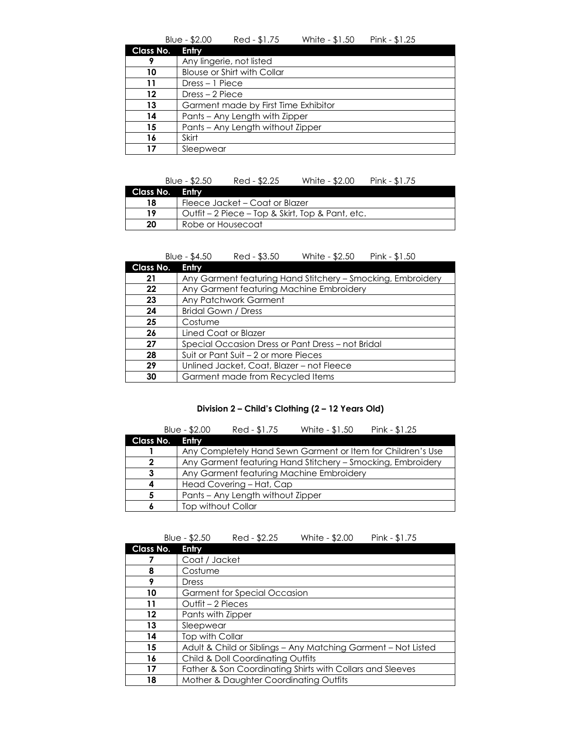Blue - $2.00 Red - $1.75 White - $1.50 Pink - $1.25

| Class No. | Entry |
|---|---|
| 9 | Any lingerie, not listed |
| 10 | Blouse or Shirt with Collar |
| 11 | Dress – 1 Piece |
| 12 | Dress – 2 Piece |
| 13 | Garment made by First Time Exhibitor |
| 14 | Pants – Any Length with Zipper |
| 15 | Pants – Any Length without Zipper |
| 16 | Skirt |
| 17 | Sleepwear |

Blue - $2.50 Red - $2.25 White - $2.00 Pink - $1.75

| Class No. | Entry |
|---|---|
| 18 | Fleece Jacket – Coat or Blazer |
| 19 | Outfit – 2 Piece – Top & Skirt, Top & Pant, etc. |
| 20 | Robe or Housecoat |

Blue - $4.50 Red - $3.50 White - $2.50 Pink - $1.50

| Class No. | Entry |
|---|---|
| 21 | Any Garment featuring Hand Stitchery – Smocking, Embroidery |
| 22 | Any Garment featuring Machine Embroidery |
| 23 | Any Patchwork Garment |
| 24 | Bridal Gown / Dress |
| 25 | Costume |
| 26 | Lined Coat or Blazer |
| 27 | Special Occasion Dress or Pant Dress – not Bridal |
| 28 | Suit or Pant Suit – 2 or more Pieces |
| 29 | Unlined Jacket, Coat, Blazer – not Fleece |
| 30 | Garment made from Recycled Items |

**Division 2 – Child's Clothing (2 – 12 Years Old)**

Blue - $2.00 Red - $1.75 White - $1.50 Pink - $1.25

| Class No. | Entry |
|---|---|
| 1 | Any Completely Hand Sewn Garment or Item for Children's Use |
| 2 | Any Garment featuring Hand Stitchery – Smocking, Embroidery |
| 3 | Any Garment featuring Machine Embroidery |
| 4 | Head Covering – Hat, Cap |
| 5 | Pants – Any Length without Zipper |
| 6 | Top without Collar |

Blue - $2.50 Red - $2.25 White - $2.00 Pink - $1.75

| Class No. | Entry |
|---|---|
| 7 | Coat / Jacket |
| 8 | Costume |
| 9 | Dress |
| 10 | Garment for Special Occasion |
| 11 | Outfit – 2 Pieces |
| 12 | Pants with Zipper |
| 13 | Sleepwear |
| 14 | Top with Collar |
| 15 | Adult & Child or Siblings – Any Matching Garment – Not Listed |
| 16 | Child & Doll Coordinating Outfits |
| 17 | Father & Son Coordinating Shirts with Collars and Sleeves |
| 18 | Mother & Daughter Coordinating Outfits |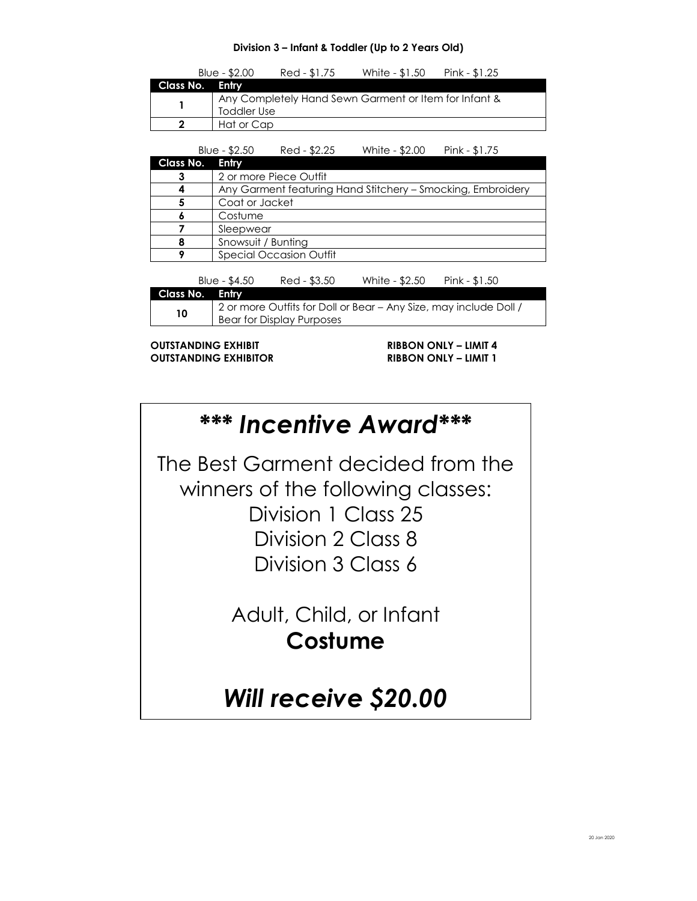**Division 3 – Infant & Toddler (Up to 2 Years Old)**

Blue - $2.00 Red - $1.75 White - $1.50 Pink - $1.25

| Class No. | Entry |
|---|---|
| 1 | Any Completely Hand Sewn Garment or Item for Infant & Toddler Use |
| 2 | Hat or Cap |

Blue - $2.50 Red - $2.25 White - $2.00 Pink - $1.75

| Class No. | Entry |
|---|---|
| 3 | 2 or more Piece Outfit |
| 4 | Any Garment featuring Hand Stitchery – Smocking, Embroidery |
| 5 | Coat or Jacket |
| 6 | Costume |
| 7 | Sleepwear |
| 8 | Snowsuit / Bunting |
| 9 | Special Occasion Outfit |

Blue - $4.50 Red - $3.50 White - $2.50 Pink - $1.50

| Class No. | Entry |
|---|---|
| 10 | 2 or more Outfits for Doll or Bear – Any Size, may include Doll / Bear for Display Purposes |

**OUTSTANDING EXHIBIT** **RIBBON ONLY – LIMIT 4**
**OUTSTANDING EXHIBITOR** **RIBBON ONLY – LIMIT 1**

## *\*\*\* Incentive Award\*\*\**

The Best Garment decided from the winners of the following classes:
Division 1 Class 25
Division 2 Class 8
Division 3 Class 6

Adult, Child, or Infant
**Costume**

## *Will receive $20.00*

20 Jan 2020